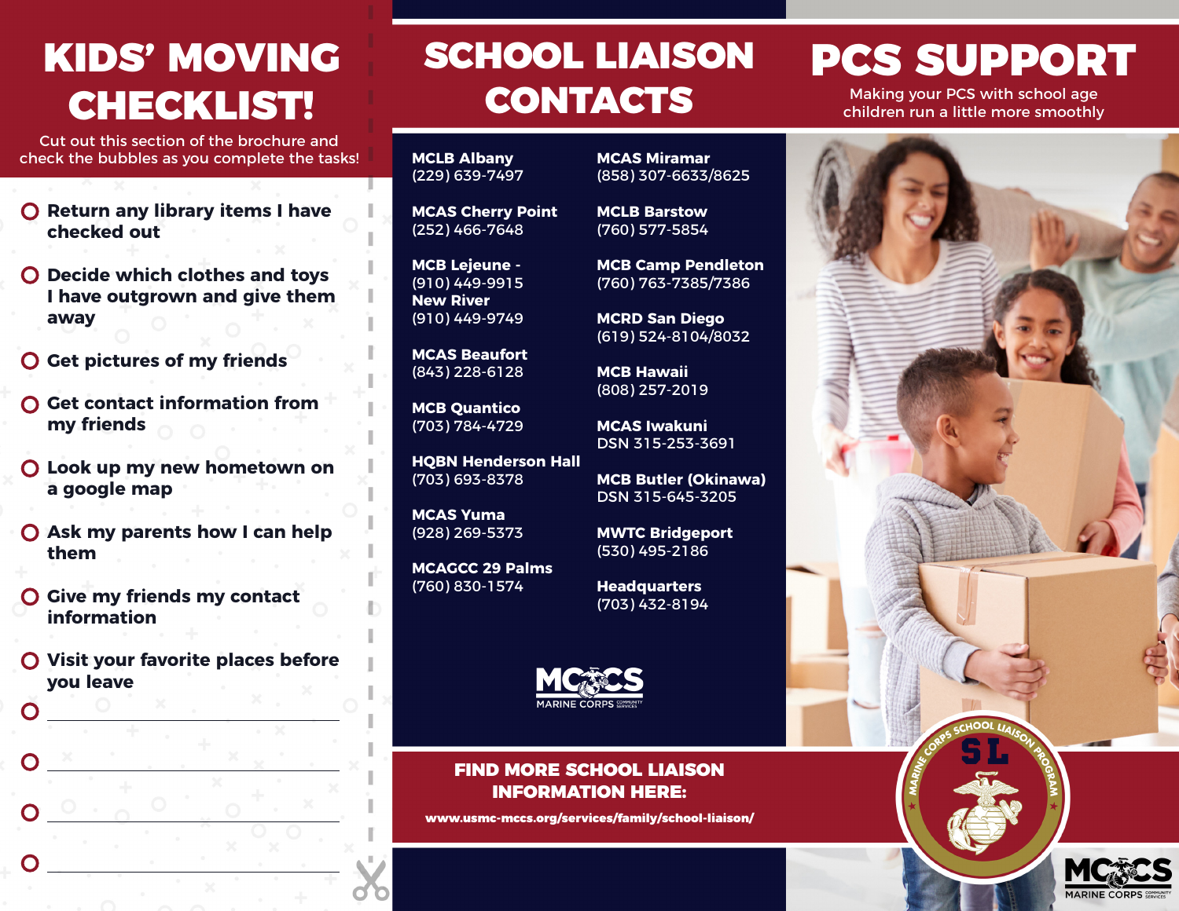# KIDS' MOVING CHECKLIST!

Cut out this section of the brochure and check the bubbles as you complete the tasks!

- ○ **Return any library items I have checked out**
- ○ **Decide which clothes and toys I have outgrown and give them away**
- ○ **Get pictures of my friends**
- ○ **Get contact information from my friends**
- ○ **Look up my new hometown on a google map**
- ○ **Ask my parents how I can help them**
- ○ **Give my friends my contact information**
- ○ **Visit your favorite places before you leave**
- ○ ____________________
- ○ ____________________
- ○ ____________________
- ○ ____________________

# SCHOOL LIAISON CONTACTS

**MCLB Albany**
(229) 639-7497

**MCAS Cherry Point**
(252) 466-7648

**MCB Lejeune -**
(910) 449-9915
**New River**
(910) 449-9749

**MCAS Beaufort**
(843) 228-6128

**MCB Quantico**
(703) 784-4729

**HQBN Henderson Hall**
(703) 693-8378

**MCAS Yuma**
(928) 269-5373

**MCAGCC 29 Palms**
(760) 830-1574

**MCAS Miramar**
(858) 307-6633/8625

**MCLB Barstow**
(760) 577-5854

**MCB Camp Pendleton**
(760) 763-7385/7386

**MCRD San Diego**
(619) 524-8104/8032

**MCB Hawaii**
(808) 257-2019

**MCAS Iwakuni**
DSN 315-253-3691

**MCB Butler (Okinawa)**
DSN 315-645-3205

**MWTC Bridgeport**
(530) 495-2186

**Headquarters**
(703) 432-8194

MCCS MARINE CORPS COMMUNITY SERVICES

**FIND MORE SCHOOL LIAISON INFORMATION HERE:**

**www.usmc-mccs.org/services/family/school-liaison/**

# PCS SUPPORT

Making your PCS with school age children run a little more smoothly

MARINE CORPS SCHOOL LIAISON PROGRAM — SL

MCCS MARINE CORPS COMMUNITY SERVICES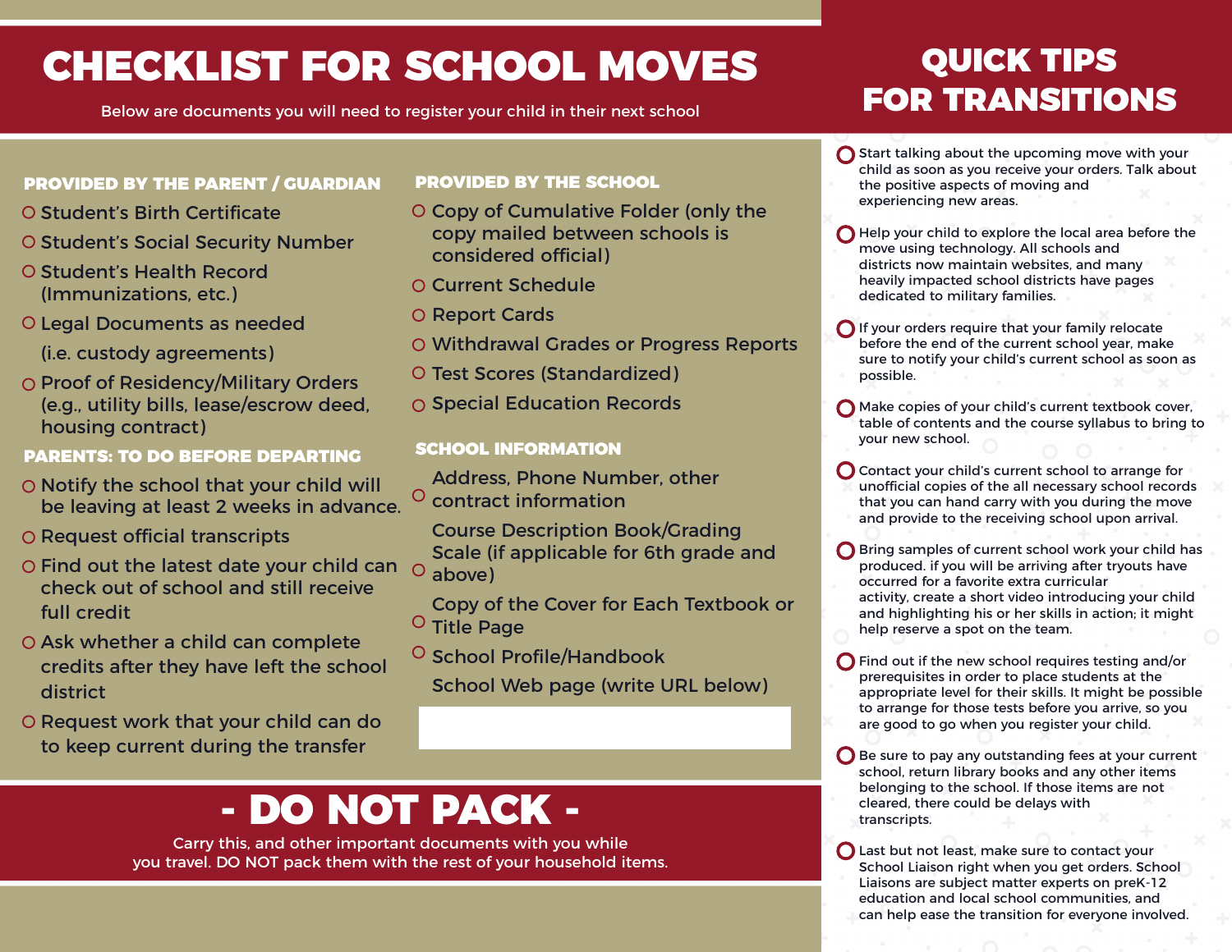# CHECKLIST FOR SCHOOL MOVES

Below are documents you will need to register your child in their next school

## PROVIDED BY THE PARENT / GUARDIAN

- Student's Birth Certificate
- Student's Social Security Number
- Student's Health Record (Immunizations, etc.)
- Legal Documents as needed (i.e. custody agreements)
- Proof of Residency/Military Orders (e.g., utility bills, lease/escrow deed, housing contract)

## PARENTS: TO DO BEFORE DEPARTING

- Notify the school that your child will be leaving at least 2 weeks in advance.
- Request official transcripts
- Find out the latest date your child can check out of school and still receive full credit
- Ask whether a child can complete credits after they have left the school district
- Request work that your child can do to keep current during the transfer

## PROVIDED BY THE SCHOOL

- Copy of Cumulative Folder (only the copy mailed between schools is considered official)
- Current Schedule
- Report Cards
- Withdrawal Grades or Progress Reports
- Test Scores (Standardized)
- Special Education Records

## SCHOOL INFORMATION

- Address, Phone Number, other contract information
- Course Description Book/Grading Scale (if applicable for 6th grade and above)
- Copy of the Cover for Each Textbook or Title Page
- School Profile/Handbook

School Web page (write URL below)

# - DO NOT PACK -

Carry this, and other important documents with you while you travel. DO NOT pack them with the rest of your household items.

# QUICK TIPS FOR TRANSITIONS

- Start talking about the upcoming move with your child as soon as you receive your orders. Talk about the positive aspects of moving and experiencing new areas.
- Help your child to explore the local area before the move using technology. All schools and districts now maintain websites, and many heavily impacted school districts have pages dedicated to military families.
- If your orders require that your family relocate before the end of the current school year, make sure to notify your child's current school as soon as possible.
- Make copies of your child's current textbook cover, table of contents and the course syllabus to bring to your new school.
- Contact your child's current school to arrange for unofficial copies of the all necessary school records that you can hand carry with you during the move and provide to the receiving school upon arrival.
- Bring samples of current school work your child has produced. if you will be arriving after tryouts have occurred for a favorite extra curricular activity, create a short video introducing your child and highlighting his or her skills in action; it might help reserve a spot on the team.
- Find out if the new school requires testing and/or prerequisites in order to place students at the appropriate level for their skills. It might be possible to arrange for those tests before you arrive, so you are good to go when you register your child.
- Be sure to pay any outstanding fees at your current school, return library books and any other items belonging to the school. If those items are not cleared, there could be delays with transcripts.
- Last but not least, make sure to contact your School Liaison right when you get orders. School Liaisons are subject matter experts on preK-12 education and local school communities, and can help ease the transition for everyone involved.